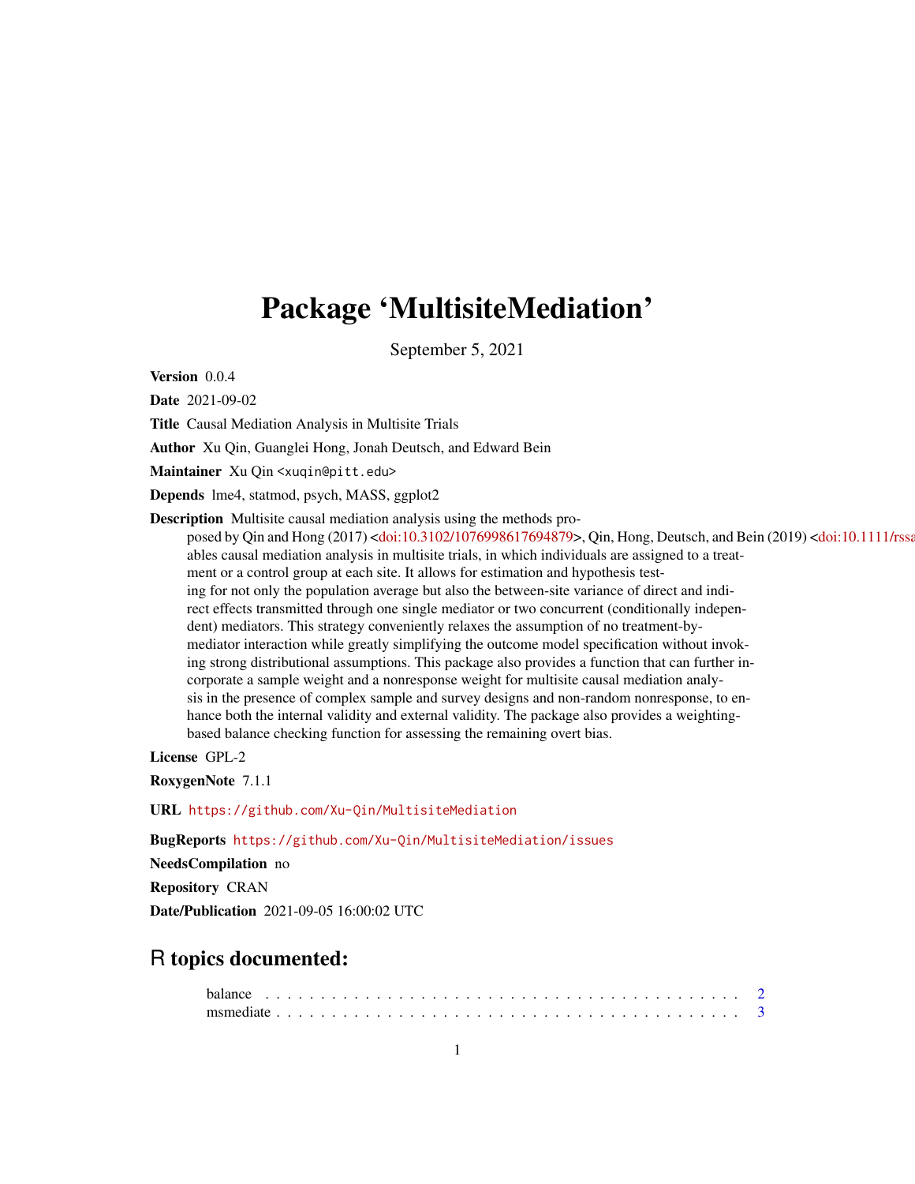# Package 'MultisiteMediation'

September 5, 2021

**Version** 0.0.4

**Date** 2021-09-02

**Title** Causal Mediation Analysis in Multisite Trials

**Author** Xu Qin, Guanglei Hong, Jonah Deutsch, and Edward Bein

**Maintainer** Xu Qin <xuqin@pitt.edu>

**Depends** lme4, statmod, psych, MASS, ggplot2

**Description** Multisite causal mediation analysis using the methods proposed by Qin and Hong (2017) <doi:10.3102/1076998617694879>, Qin, Hong, Deutsch, and Bein (2019) <doi:10.1111/rssa ables causal mediation analysis in multisite trials, in which individuals are assigned to a treatment or a control group at each site. It allows for estimation and hypothesis testing for not only the population average but also the between-site variance of direct and indirect effects transmitted through one single mediator or two concurrent (conditionally independent) mediators. This strategy conveniently relaxes the assumption of no treatment-by-mediator interaction while greatly simplifying the outcome model specification without invoking strong distributional assumptions. This package also provides a function that can further incorporate a sample weight and a nonresponse weight for multisite causal mediation analysis in the presence of complex sample and survey designs and non-random nonresponse, to enhance both the internal validity and external validity. The package also provides a weighting-based balance checking function for assessing the remaining overt bias.

**License** GPL-2

**RoxygenNote** 7.1.1

**URL** https://github.com/Xu-Qin/MultisiteMediation

**BugReports** https://github.com/Xu-Qin/MultisiteMediation/issues

**NeedsCompilation** no

**Repository** CRAN

**Date/Publication** 2021-09-05 16:00:02 UTC

## R topics documented:

balance . . . . . . . . . . . . . . . . . . . . . . . . . . . . . . . . . . . . . . . . . . . 2
msmediate . . . . . . . . . . . . . . . . . . . . . . . . . . . . . . . . . . . . . . . . . 3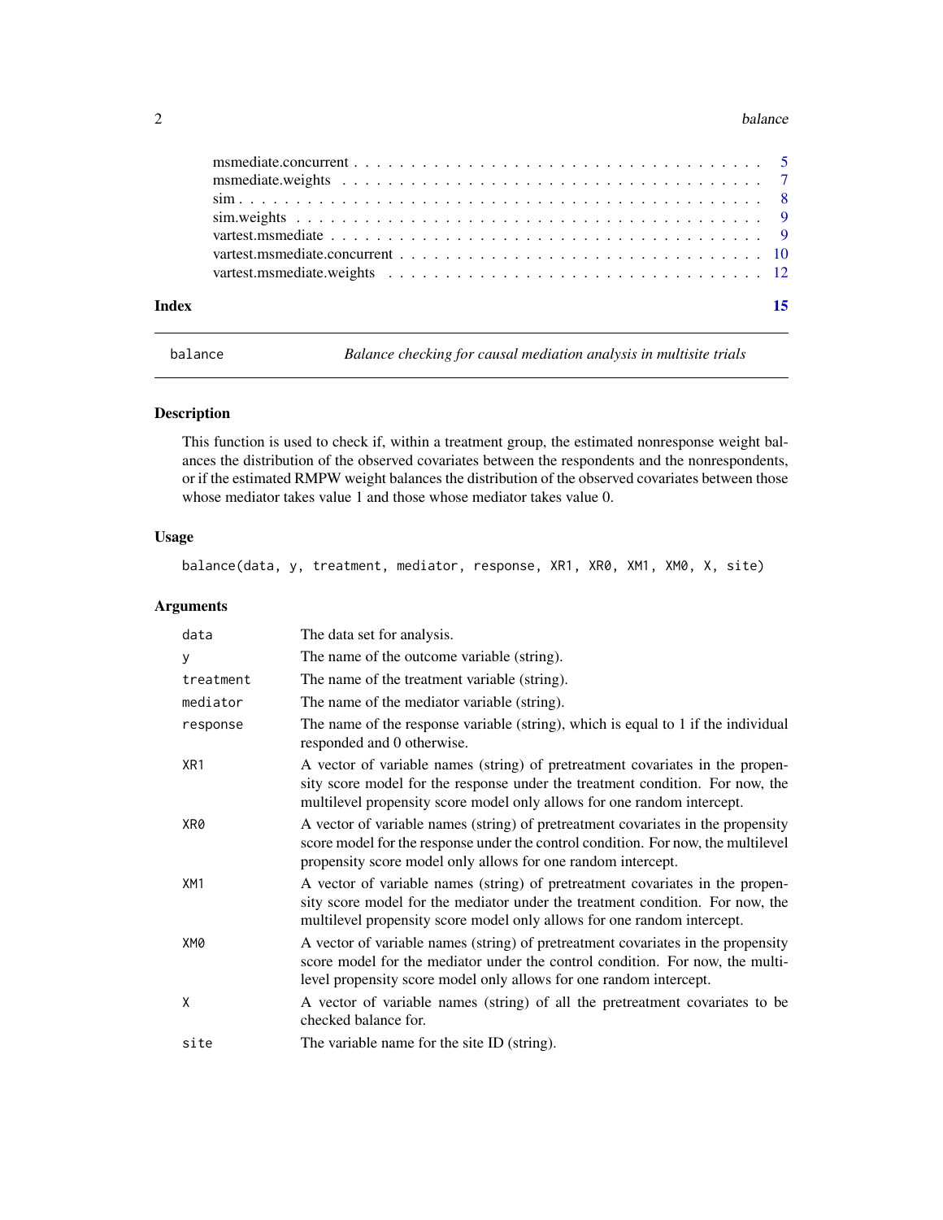msmediate.concurrent . . . . . . . . . . . . . . . . . . . . . . . . . . . . . . . . . . 5
msmediate.weights . . . . . . . . . . . . . . . . . . . . . . . . . . . . . . . . . . . 7
sim . . . . . . . . . . . . . . . . . . . . . . . . . . . . . . . . . . . . . . . . . . 8
sim.weights . . . . . . . . . . . . . . . . . . . . . . . . . . . . . . . . . . . . . . 9
vartest.msmediate . . . . . . . . . . . . . . . . . . . . . . . . . . . . . . . . . . . 9
vartest.msmediate.concurrent . . . . . . . . . . . . . . . . . . . . . . . . . . . . . 10
vartest.msmediate.weights . . . . . . . . . . . . . . . . . . . . . . . . . . . . . . 12

**Index** **15**

---

balance *Balance checking for causal mediation analysis in multisite trials*

---

## Description

This function is used to check if, within a treatment group, the estimated nonresponse weight balances the distribution of the observed covariates between the respondents and the nonrespondents, or if the estimated RMPW weight balances the distribution of the observed covariates between those whose mediator takes value 1 and those whose mediator takes value 0.

## Usage

```
balance(data, y, treatment, mediator, response, XR1, XR0, XM1, XM0, X, site)
```

## Arguments

| | |
|---|---|
| `data` | The data set for analysis. |
| `y` | The name of the outcome variable (string). |
| `treatment` | The name of the treatment variable (string). |
| `mediator` | The name of the mediator variable (string). |
| `response` | The name of the response variable (string), which is equal to 1 if the individual responded and 0 otherwise. |
| `XR1` | A vector of variable names (string) of pretreatment covariates in the propensity score model for the response under the treatment condition. For now, the multilevel propensity score model only allows for one random intercept. |
| `XR0` | A vector of variable names (string) of pretreatment covariates in the propensity score model for the response under the control condition. For now, the multilevel propensity score model only allows for one random intercept. |
| `XM1` | A vector of variable names (string) of pretreatment covariates in the propensity score model for the mediator under the treatment condition. For now, the multilevel propensity score model only allows for one random intercept. |
| `XM0` | A vector of variable names (string) of pretreatment covariates in the propensity score model for the mediator under the control condition. For now, the multilevel propensity score model only allows for one random intercept. |
| `X` | A vector of variable names (string) of all the pretreatment covariates to be checked balance for. |
| `site` | The variable name for the site ID (string). |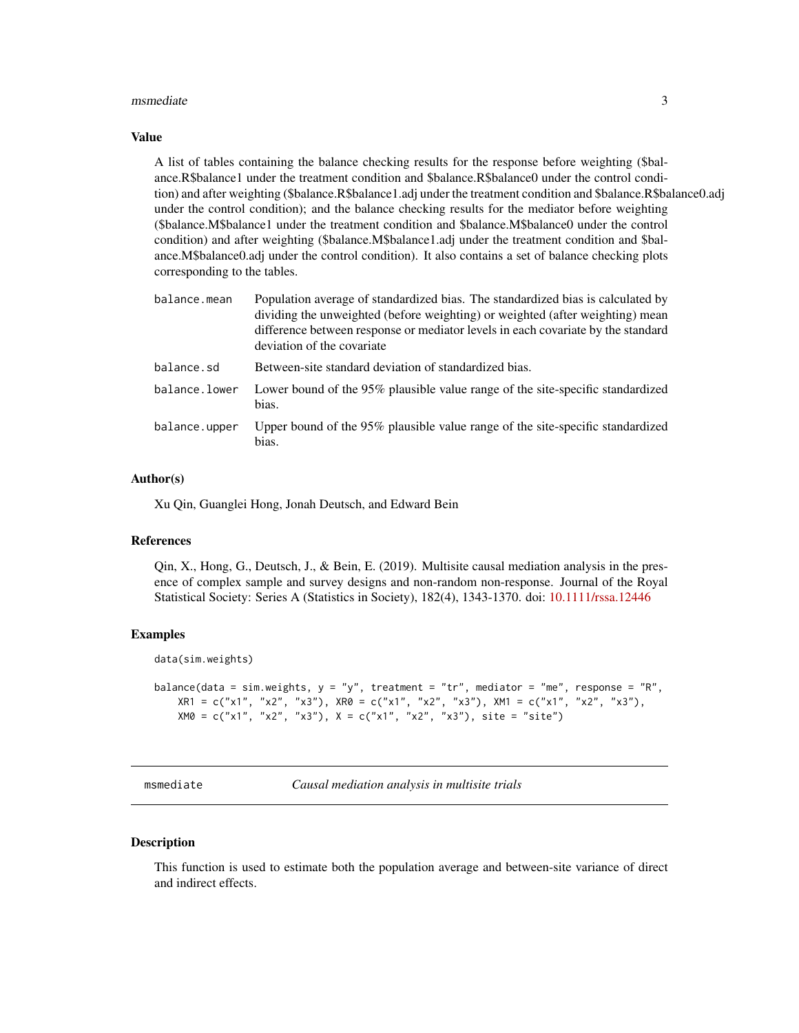### Value

A list of tables containing the balance checking results for the response before weighting ($balance.R$balance1 under the treatment condition and $balance.R$balance0 under the control condition) and after weighting ($balance.R$balance1.adj under the treatment condition and $balance.R$balance0.adj under the control condition); and the balance checking results for the mediator before weighting ($balance.M$balance1 under the treatment condition and $balance.M$balance0 under the control condition) and after weighting ($balance.M$balance1.adj under the treatment condition and $balance.M$balance0.adj under the control condition). It also contains a set of balance checking plots corresponding to the tables.

| | |
|---|---|
| `balance.mean` | Population average of standardized bias. The standardized bias is calculated by dividing the unweighted (before weighting) or weighted (after weighting) mean difference between response or mediator levels in each covariate by the standard deviation of the covariate |
| `balance.sd` | Between-site standard deviation of standardized bias. |
| `balance.lower` | Lower bound of the 95% plausible value range of the site-specific standardized bias. |
| `balance.upper` | Upper bound of the 95% plausible value range of the site-specific standardized bias. |

### Author(s)

Xu Qin, Guanglei Hong, Jonah Deutsch, and Edward Bein

### References

Qin, X., Hong, G., Deutsch, J., & Bein, E. (2019). Multisite causal mediation analysis in the presence of complex sample and survey designs and non-random non-response. Journal of the Royal Statistical Society: Series A (Statistics in Society), 182(4), 1343-1370. doi: 10.1111/rssa.12446

### Examples

```
data(sim.weights)

balance(data = sim.weights, y = "y", treatment = "tr", mediator = "me", response = "R",
    XR1 = c("x1", "x2", "x3"), XR0 = c("x1", "x2", "x3"), XM1 = c("x1", "x2", "x3"),
    XM0 = c("x1", "x2", "x3"), X = c("x1", "x2", "x3"), site = "site")
```

---

## msmediate — *Causal mediation analysis in multisite trials*

### Description

This function is used to estimate both the population average and between-site variance of direct and indirect effects.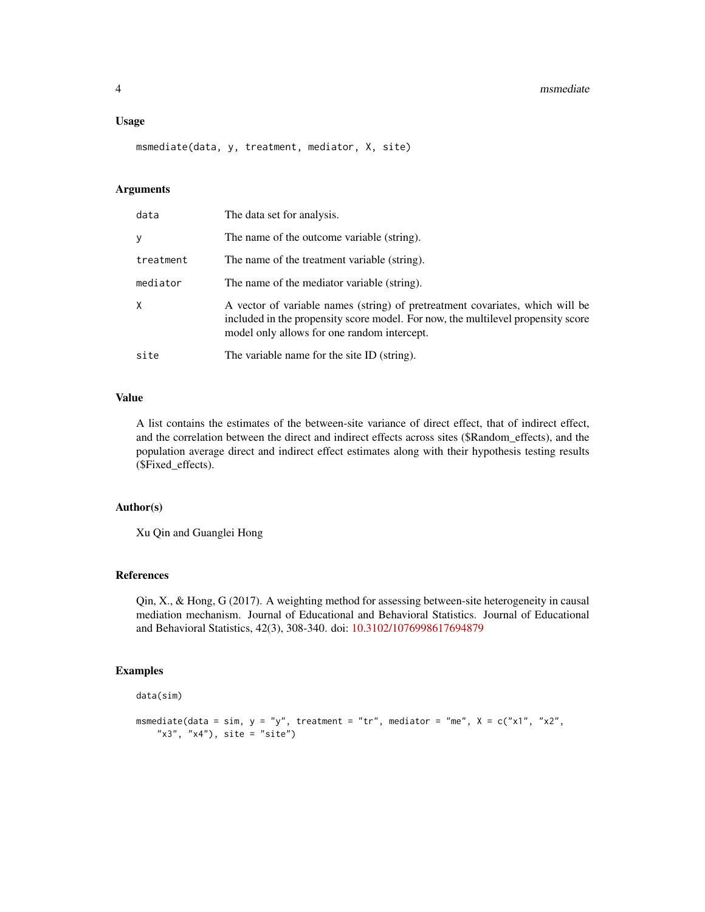### Usage

```
msmediate(data, y, treatment, mediator, X, site)
```

### Arguments

| | |
|---|---|
| `data` | The data set for analysis. |
| `y` | The name of the outcome variable (string). |
| `treatment` | The name of the treatment variable (string). |
| `mediator` | The name of the mediator variable (string). |
| `X` | A vector of variable names (string) of pretreatment covariates, which will be included in the propensity score model. For now, the multilevel propensity score model only allows for one random intercept. |
| `site` | The variable name for the site ID (string). |

### Value

A list contains the estimates of the between-site variance of direct effect, that of indirect effect, and the correlation between the direct and indirect effects across sites ($Random_effects), and the population average direct and indirect effect estimates along with their hypothesis testing results ($Fixed_effects).

### Author(s)

Xu Qin and Guanglei Hong

### References

Qin, X., & Hong, G (2017). A weighting method for assessing between-site heterogeneity in causal mediation mechanism. Journal of Educational and Behavioral Statistics. Journal of Educational and Behavioral Statistics, 42(3), 308-340. doi: 10.3102/1076998617694879

### Examples

```
data(sim)

msmediate(data = sim, y = "y", treatment = "tr", mediator = "me", X = c("x1", "x2",
    "x3", "x4"), site = "site")
```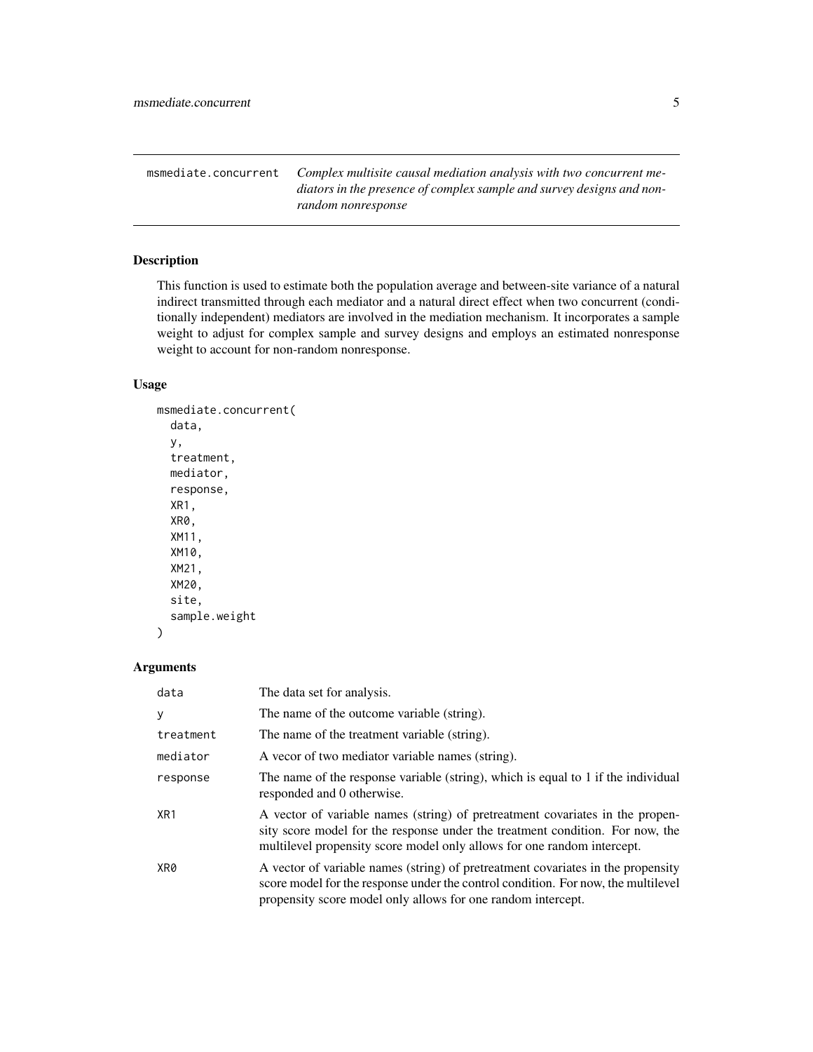## msmediate.concurrent

*Complex multisite causal mediation analysis with two concurrent mediators in the presence of complex sample and survey designs and non-random nonresponse*

### Description

This function is used to estimate both the population average and between-site variance of a natural indirect transmitted through each mediator and a natural direct effect when two concurrent (conditionally independent) mediators are involved in the mediation mechanism. It incorporates a sample weight to adjust for complex sample and survey designs and employs an estimated nonresponse weight to account for non-random nonresponse.

### Usage

```
msmediate.concurrent(
  data,
  y,
  treatment,
  mediator,
  response,
  XR1,
  XR0,
  XM11,
  XM10,
  XM21,
  XM20,
  site,
  sample.weight
)
```

### Arguments

| Argument | Description |
|---|---|
| `data` | The data set for analysis. |
| `y` | The name of the outcome variable (string). |
| `treatment` | The name of the treatment variable (string). |
| `mediator` | A vecor of two mediator variable names (string). |
| `response` | The name of the response variable (string), which is equal to 1 if the individual responded and 0 otherwise. |
| `XR1` | A vector of variable names (string) of pretreatment covariates in the propensity score model for the response under the treatment condition. For now, the multilevel propensity score model only allows for one random intercept. |
| `XR0` | A vector of variable names (string) of pretreatment covariates in the propensity score model for the response under the control condition. For now, the multilevel propensity score model only allows for one random intercept. |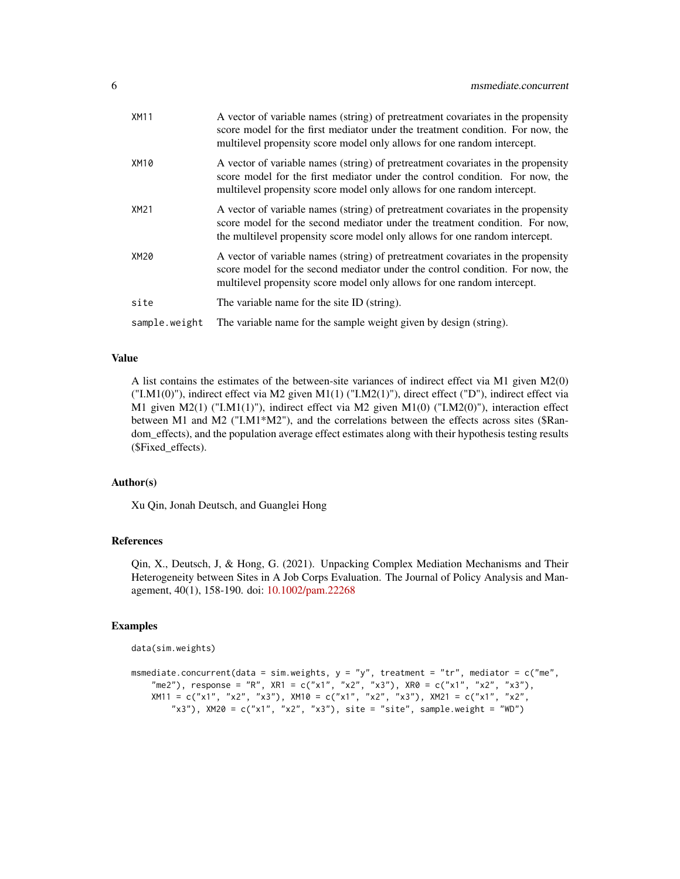| | |
|---|---|
| XM11 | A vector of variable names (string) of pretreatment covariates in the propensity score model for the first mediator under the treatment condition. For now, the multilevel propensity score model only allows for one random intercept. |
| XM10 | A vector of variable names (string) of pretreatment covariates in the propensity score model for the first mediator under the control condition. For now, the multilevel propensity score model only allows for one random intercept. |
| XM21 | A vector of variable names (string) of pretreatment covariates in the propensity score model for the second mediator under the treatment condition. For now, the multilevel propensity score model only allows for one random intercept. |
| XM20 | A vector of variable names (string) of pretreatment covariates in the propensity score model for the second mediator under the control condition. For now, the multilevel propensity score model only allows for one random intercept. |
| site | The variable name for the site ID (string). |
| sample.weight | The variable name for the sample weight given by design (string). |

## Value

A list contains the estimates of the between-site variances of indirect effect via M1 given M2(0) ("I.M1(0)"), indirect effect via M2 given M1(1) ("I.M2(1)"), direct effect ("D"), indirect effect via M1 given M2(1) ("I.M1(1)"), indirect effect via M2 given M1(0) ("I.M2(0)"), interaction effect between M1 and M2 ("I.M1*M2"), and the correlations between the effects across sites ($Random_effects), and the population average effect estimates along with their hypothesis testing results ($Fixed_effects).

## Author(s)

Xu Qin, Jonah Deutsch, and Guanglei Hong

## References

Qin, X., Deutsch, J, & Hong, G. (2021). Unpacking Complex Mediation Mechanisms and Their Heterogeneity between Sites in A Job Corps Evaluation. The Journal of Policy Analysis and Management, 40(1), 158-190. doi: 10.1002/pam.22268

## Examples

```
data(sim.weights)

msmediate.concurrent(data = sim.weights, y = "y", treatment = "tr", mediator = c("me",
    "me2"), response = "R", XR1 = c("x1", "x2", "x3"), XR0 = c("x1", "x2", "x3"),
    XM11 = c("x1", "x2", "x3"), XM10 = c("x1", "x2", "x3"), XM21 = c("x1", "x2",
        "x3"), XM20 = c("x1", "x2", "x3"), site = "site", sample.weight = "WD")
```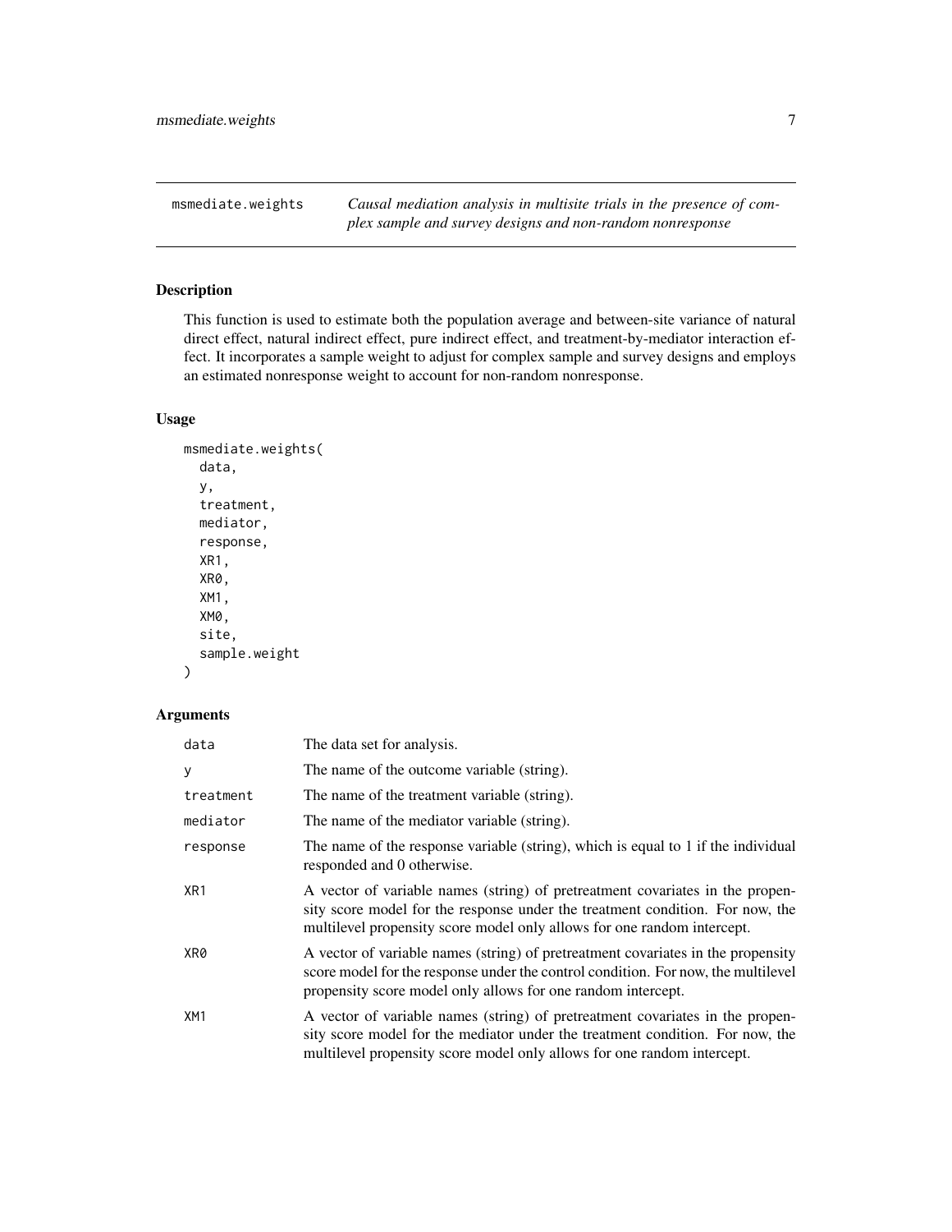## msmediate.weights — *Causal mediation analysis in multisite trials in the presence of complex sample and survey designs and non-random nonresponse*

### Description

This function is used to estimate both the population average and between-site variance of natural direct effect, natural indirect effect, pure indirect effect, and treatment-by-mediator interaction effect. It incorporates a sample weight to adjust for complex sample and survey designs and employs an estimated nonresponse weight to account for non-random nonresponse.

### Usage

```
msmediate.weights(
  data,
  y,
  treatment,
  mediator,
  response,
  XR1,
  XR0,
  XM1,
  XM0,
  site,
  sample.weight
)
```

### Arguments

| | |
|---|---|
| data | The data set for analysis. |
| y | The name of the outcome variable (string). |
| treatment | The name of the treatment variable (string). |
| mediator | The name of the mediator variable (string). |
| response | The name of the response variable (string), which is equal to 1 if the individual responded and 0 otherwise. |
| XR1 | A vector of variable names (string) of pretreatment covariates in the propensity score model for the response under the treatment condition. For now, the multilevel propensity score model only allows for one random intercept. |
| XR0 | A vector of variable names (string) of pretreatment covariates in the propensity score model for the response under the control condition. For now, the multilevel propensity score model only allows for one random intercept. |
| XM1 | A vector of variable names (string) of pretreatment covariates in the propensity score model for the mediator under the treatment condition. For now, the multilevel propensity score model only allows for one random intercept. |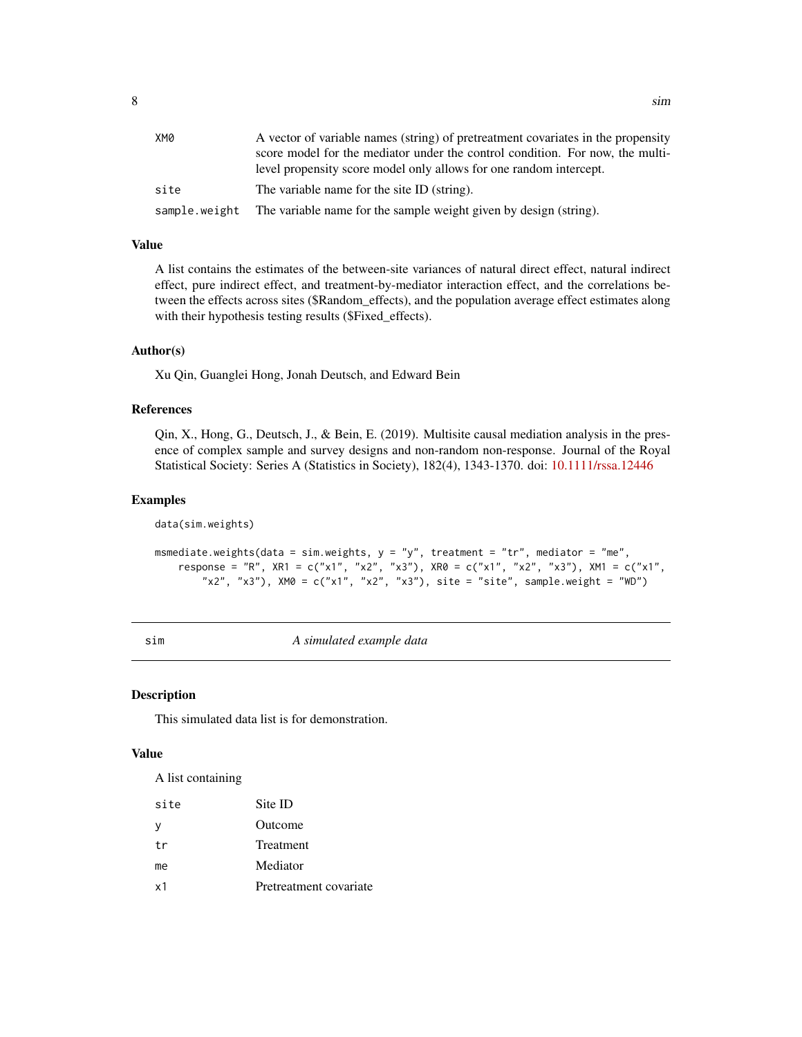| | |
|---|---|
| XM0 | A vector of variable names (string) of pretreatment covariates in the propensity score model for the mediator under the control condition. For now, the multilevel propensity score model only allows for one random intercept. |
| site | The variable name for the site ID (string). |
| sample.weight | The variable name for the sample weight given by design (string). |

### Value

A list contains the estimates of the between-site variances of natural direct effect, natural indirect effect, pure indirect effect, and treatment-by-mediator interaction effect, and the correlations between the effects across sites ($Random_effects), and the population average effect estimates along with their hypothesis testing results ($Fixed_effects).

### Author(s)

Xu Qin, Guanglei Hong, Jonah Deutsch, and Edward Bein

### References

Qin, X., Hong, G., Deutsch, J., & Bein, E. (2019). Multisite causal mediation analysis in the presence of complex sample and survey designs and non-random non-response. Journal of the Royal Statistical Society: Series A (Statistics in Society), 182(4), 1343-1370. doi: 10.1111/rssa.12446

### Examples

```
data(sim.weights)

msmediate.weights(data = sim.weights, y = "y", treatment = "tr", mediator = "me",
    response = "R", XR1 = c("x1", "x2", "x3"), XR0 = c("x1", "x2", "x3"), XM1 = c("x1",
        "x2", "x3"), XM0 = c("x1", "x2", "x3"), site = "site", sample.weight = "WD")
```

---

## sim — *A simulated example data*

### Description

This simulated data list is for demonstration.

### Value

A list containing

| | |
|---|---|
| site | Site ID |
| y | Outcome |
| tr | Treatment |
| me | Mediator |
| x1 | Pretreatment covariate |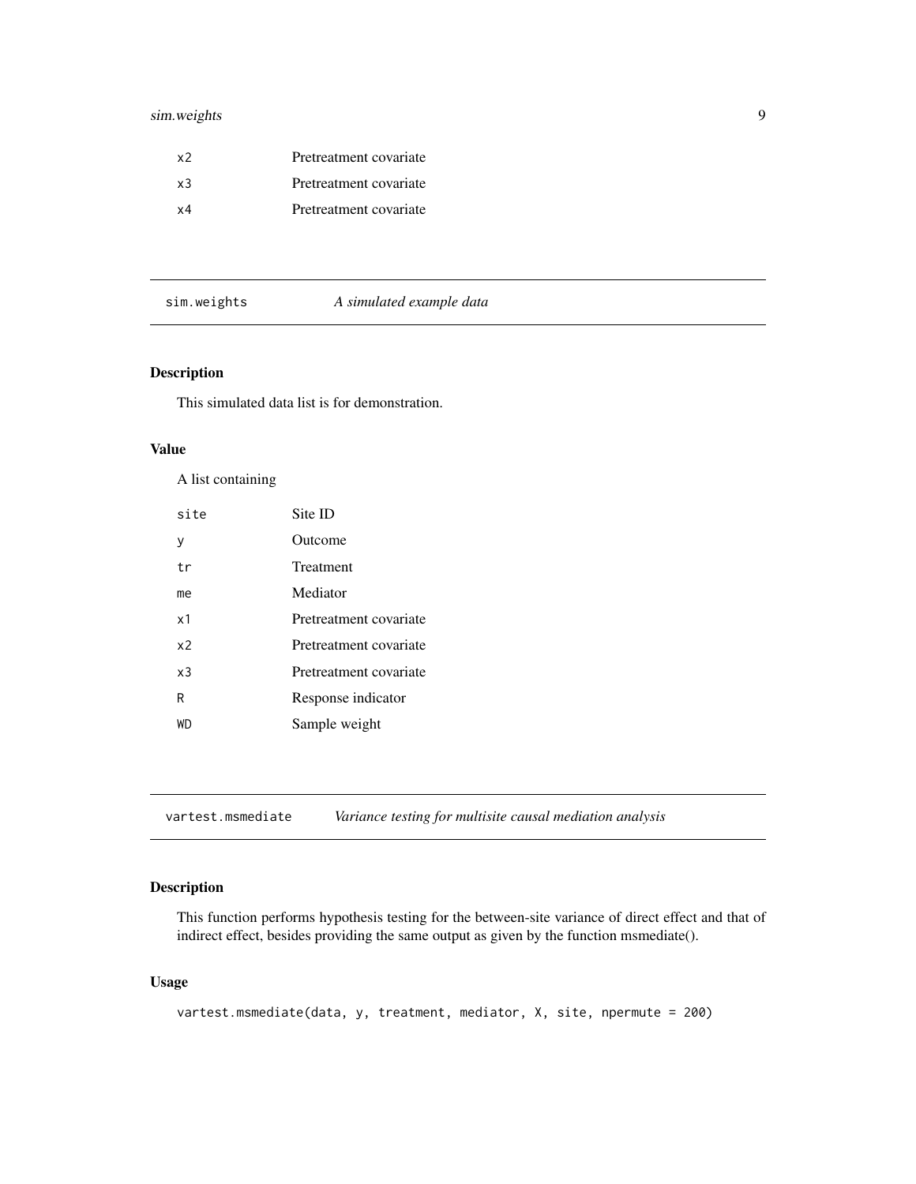| | |
|---|---|
| x2 | Pretreatment covariate |
| x3 | Pretreatment covariate |
| x4 | Pretreatment covariate |

---

## sim.weights    *A simulated example data*

### Description

This simulated data list is for demonstration.

### Value

A list containing

| | |
|---|---|
| site | Site ID |
| y | Outcome |
| tr | Treatment |
| me | Mediator |
| x1 | Pretreatment covariate |
| x2 | Pretreatment covariate |
| x3 | Pretreatment covariate |
| R | Response indicator |
| WD | Sample weight |

---

## vartest.msmediate    *Variance testing for multisite causal mediation analysis*

### Description

This function performs hypothesis testing for the between-site variance of direct effect and that of indirect effect, besides providing the same output as given by the function msmediate().

### Usage

```
vartest.msmediate(data, y, treatment, mediator, X, site, npermute = 200)
```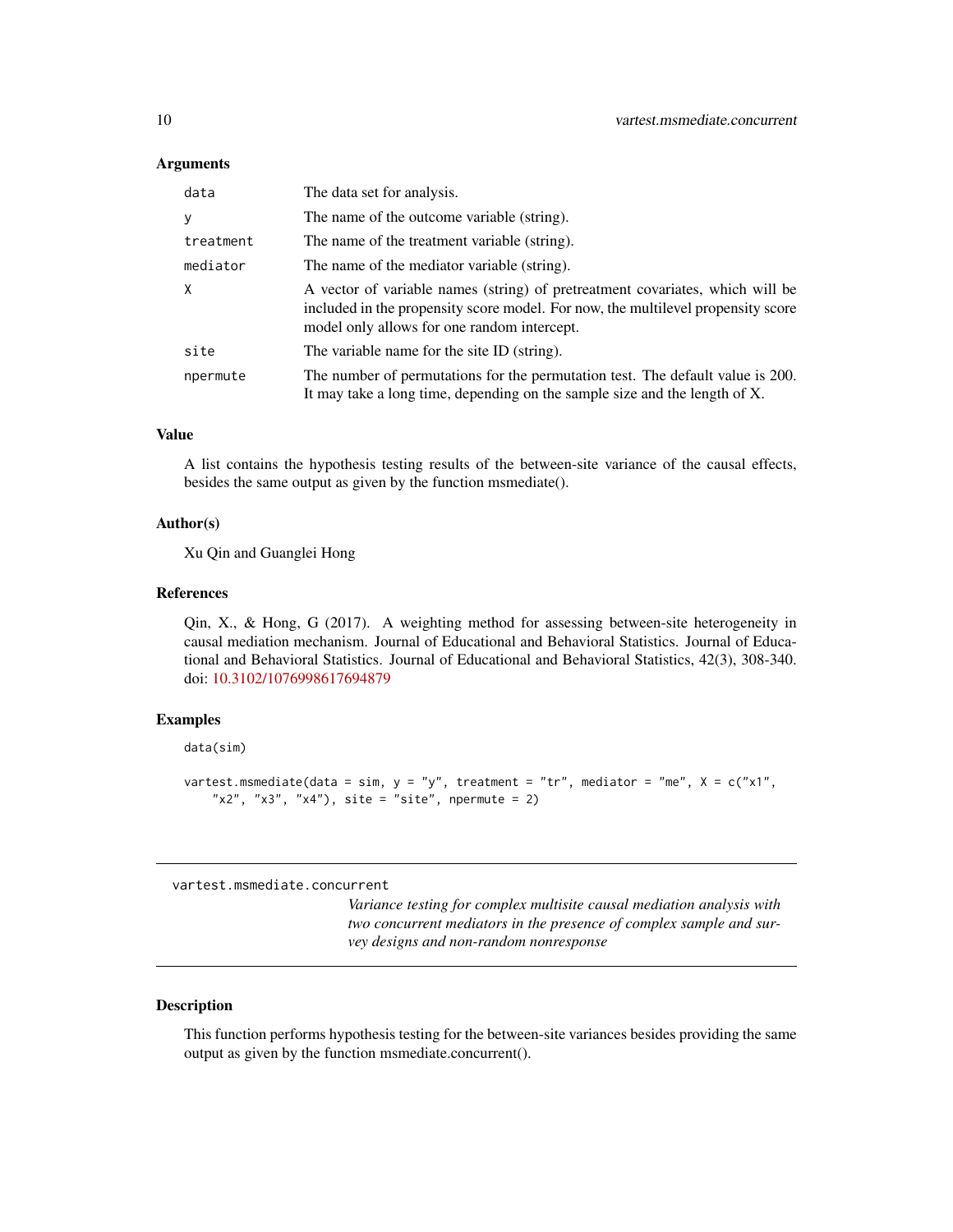### Arguments

| | |
|---|---|
| `data` | The data set for analysis. |
| `y` | The name of the outcome variable (string). |
| `treatment` | The name of the treatment variable (string). |
| `mediator` | The name of the mediator variable (string). |
| `X` | A vector of variable names (string) of pretreatment covariates, which will be included in the propensity score model. For now, the multilevel propensity score model only allows for one random intercept. |
| `site` | The variable name for the site ID (string). |
| `npermute` | The number of permutations for the permutation test. The default value is 200. It may take a long time, depending on the sample size and the length of X. |

### Value

A list contains the hypothesis testing results of the between-site variance of the causal effects, besides the same output as given by the function msmediate().

### Author(s)

Xu Qin and Guanglei Hong

### References

Qin, X., & Hong, G (2017). A weighting method for assessing between-site heterogeneity in causal mediation mechanism. Journal of Educational and Behavioral Statistics. Journal of Educational and Behavioral Statistics. Journal of Educational and Behavioral Statistics, 42(3), 308-340. doi: 10.3102/1076998617694879

### Examples

```
data(sim)

vartest.msmediate(data = sim, y = "y", treatment = "tr", mediator = "me", X = c("x1",
    "x2", "x3", "x4"), site = "site", npermute = 2)
```

---

## vartest.msmediate.concurrent

*Variance testing for complex multisite causal mediation analysis with two concurrent mediators in the presence of complex sample and survey designs and non-random nonresponse*

---

### Description

This function performs hypothesis testing for the between-site variances besides providing the same output as given by the function msmediate.concurrent().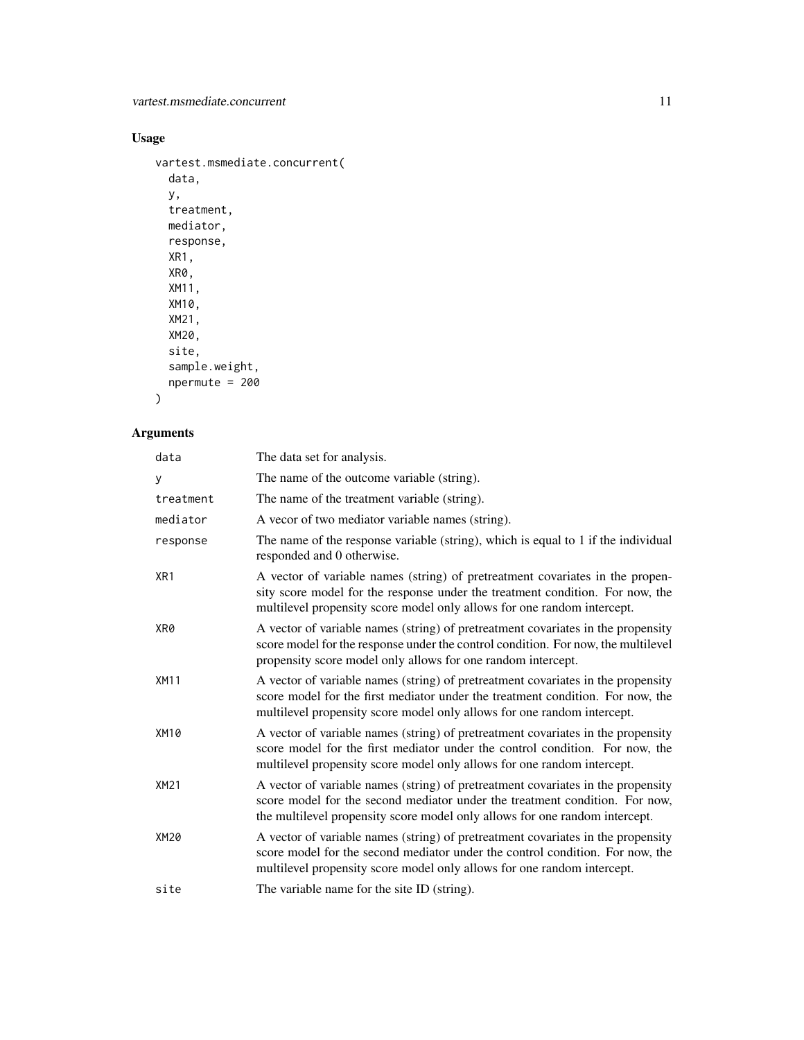## Usage

```
vartest.msmediate.concurrent(
  data,
  y,
  treatment,
  mediator,
  response,
  XR1,
  XR0,
  XM11,
  XM10,
  XM21,
  XM20,
  site,
  sample.weight,
  npermute = 200
)
```

## Arguments

| | |
|---|---|
| data | The data set for analysis. |
| y | The name of the outcome variable (string). |
| treatment | The name of the treatment variable (string). |
| mediator | A vecor of two mediator variable names (string). |
| response | The name of the response variable (string), which is equal to 1 if the individual responded and 0 otherwise. |
| XR1 | A vector of variable names (string) of pretreatment covariates in the propensity score model for the response under the treatment condition. For now, the multilevel propensity score model only allows for one random intercept. |
| XR0 | A vector of variable names (string) of pretreatment covariates in the propensity score model for the response under the control condition. For now, the multilevel propensity score model only allows for one random intercept. |
| XM11 | A vector of variable names (string) of pretreatment covariates in the propensity score model for the first mediator under the treatment condition. For now, the multilevel propensity score model only allows for one random intercept. |
| XM10 | A vector of variable names (string) of pretreatment covariates in the propensity score model for the first mediator under the control condition. For now, the multilevel propensity score model only allows for one random intercept. |
| XM21 | A vector of variable names (string) of pretreatment covariates in the propensity score model for the second mediator under the treatment condition. For now, the multilevel propensity score model only allows for one random intercept. |
| XM20 | A vector of variable names (string) of pretreatment covariates in the propensity score model for the second mediator under the control condition. For now, the multilevel propensity score model only allows for one random intercept. |
| site | The variable name for the site ID (string). |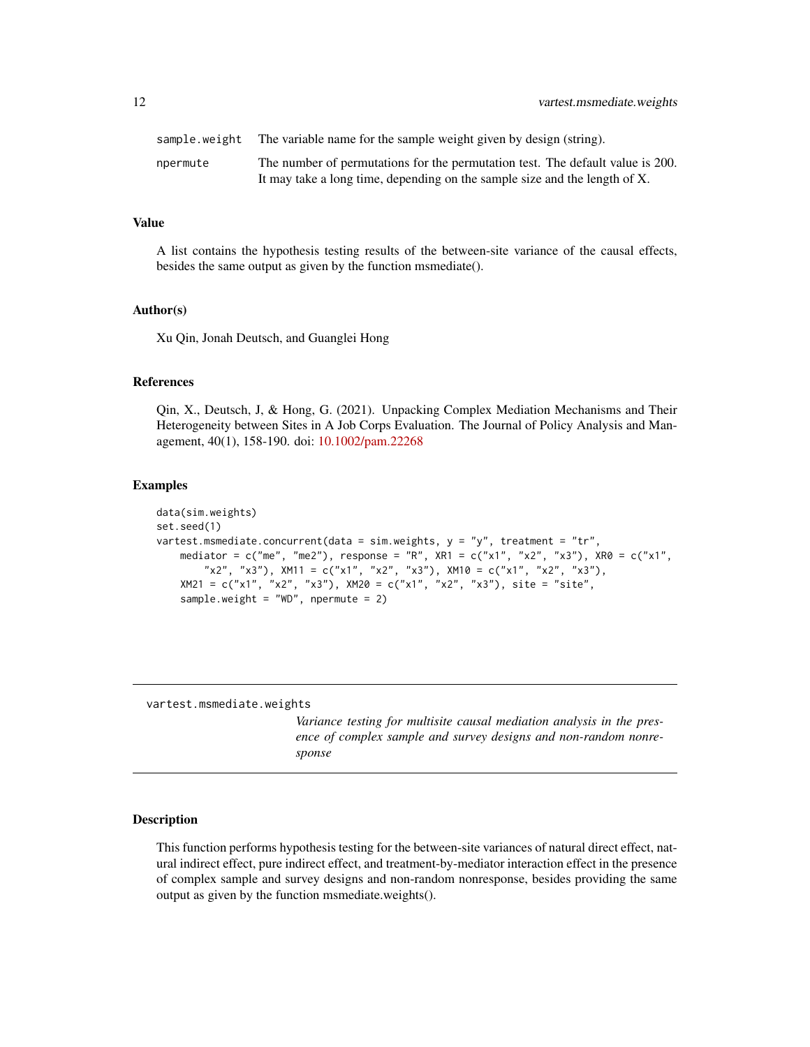| | |
|---|---|
| sample.weight | The variable name for the sample weight given by design (string). |
| npermute | The number of permutations for the permutation test. The default value is 200. It may take a long time, depending on the sample size and the length of X. |

## Value

A list contains the hypothesis testing results of the between-site variance of the causal effects, besides the same output as given by the function msmediate().

## Author(s)

Xu Qin, Jonah Deutsch, and Guanglei Hong

## References

Qin, X., Deutsch, J, & Hong, G. (2021). Unpacking Complex Mediation Mechanisms and Their Heterogeneity between Sites in A Job Corps Evaluation. The Journal of Policy Analysis and Management, 40(1), 158-190. doi: 10.1002/pam.22268

## Examples

```
data(sim.weights)
set.seed(1)
vartest.msmediate.concurrent(data = sim.weights, y = "y", treatment = "tr",
    mediator = c("me", "me2"), response = "R", XR1 = c("x1", "x2", "x3"), XR0 = c("x1",
        "x2", "x3"), XM11 = c("x1", "x2", "x3"), XM10 = c("x1", "x2", "x3"),
    XM21 = c("x1", "x2", "x3"), XM20 = c("x1", "x2", "x3"), site = "site",
    sample.weight = "WD", npermute = 2)
```

---

# vartest.msmediate.weights

*Variance testing for multisite causal mediation analysis in the presence of complex sample and survey designs and non-random nonresponse*

## Description

This function performs hypothesis testing for the between-site variances of natural direct effect, natural indirect effect, pure indirect effect, and treatment-by-mediator interaction effect in the presence of complex sample and survey designs and non-random nonresponse, besides providing the same output as given by the function msmediate.weights().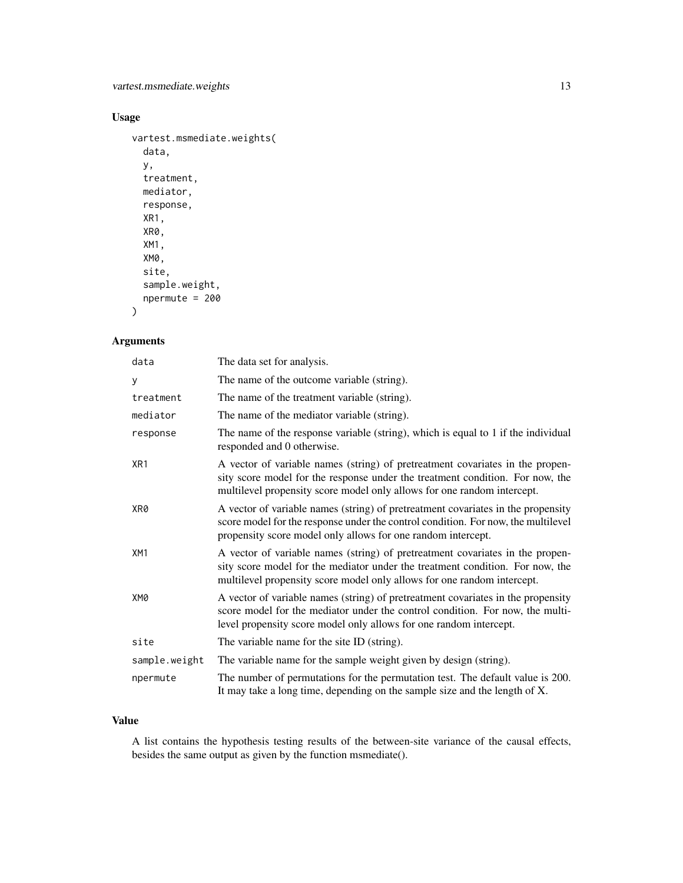## Usage

```
vartest.msmediate.weights(
  data,
  y,
  treatment,
  mediator,
  response,
  XR1,
  XR0,
  XM1,
  XM0,
  site,
  sample.weight,
  npermute = 200
)
```

## Arguments

| | |
|---|---|
| data | The data set for analysis. |
| y | The name of the outcome variable (string). |
| treatment | The name of the treatment variable (string). |
| mediator | The name of the mediator variable (string). |
| response | The name of the response variable (string), which is equal to 1 if the individual responded and 0 otherwise. |
| XR1 | A vector of variable names (string) of pretreatment covariates in the propensity score model for the response under the treatment condition. For now, the multilevel propensity score model only allows for one random intercept. |
| XR0 | A vector of variable names (string) of pretreatment covariates in the propensity score model for the response under the control condition. For now, the multilevel propensity score model only allows for one random intercept. |
| XM1 | A vector of variable names (string) of pretreatment covariates in the propensity score model for the mediator under the treatment condition. For now, the multilevel propensity score model only allows for one random intercept. |
| XM0 | A vector of variable names (string) of pretreatment covariates in the propensity score model for the mediator under the control condition. For now, the multilevel propensity score model only allows for one random intercept. |
| site | The variable name for the site ID (string). |
| sample.weight | The variable name for the sample weight given by design (string). |
| npermute | The number of permutations for the permutation test. The default value is 200. It may take a long time, depending on the sample size and the length of X. |

## Value

A list contains the hypothesis testing results of the between-site variance of the causal effects, besides the same output as given by the function msmediate().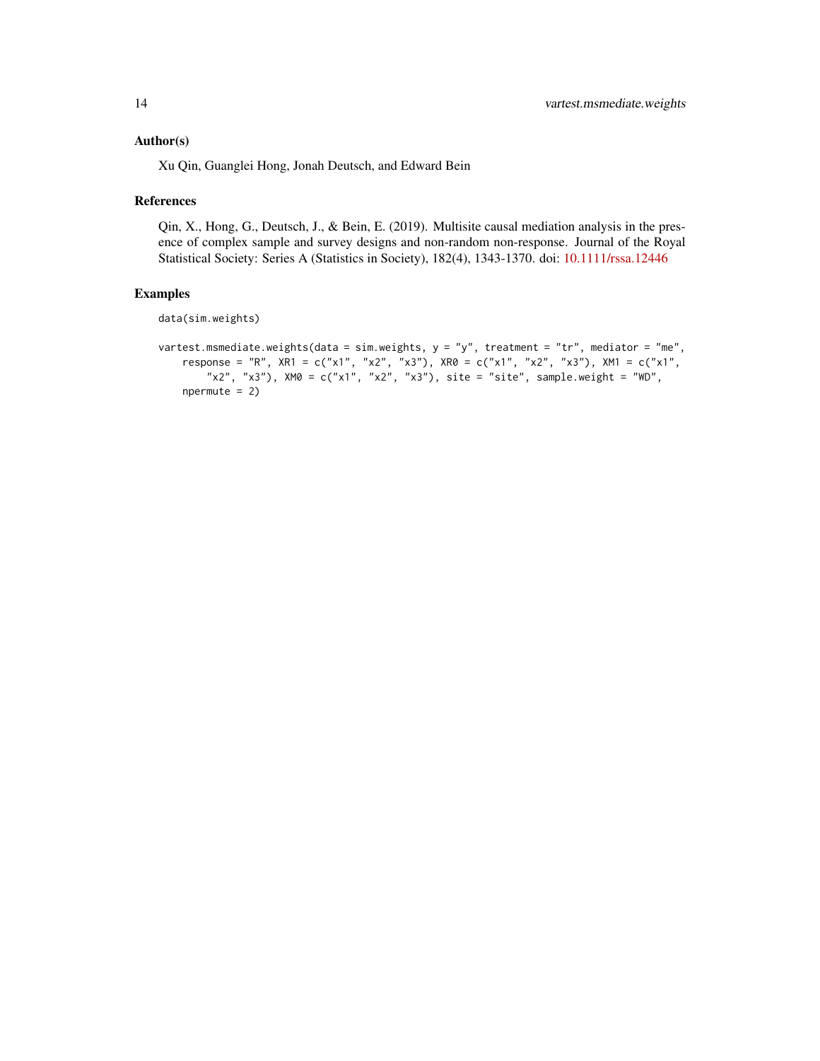## Author(s)

Xu Qin, Guanglei Hong, Jonah Deutsch, and Edward Bein

## References

Qin, X., Hong, G., Deutsch, J., & Bein, E. (2019). Multisite causal mediation analysis in the presence of complex sample and survey designs and non-random non-response. Journal of the Royal Statistical Society: Series A (Statistics in Society), 182(4), 1343-1370. doi: 10.1111/rssa.12446

## Examples

```
data(sim.weights)

vartest.msmediate.weights(data = sim.weights, y = "y", treatment = "tr", mediator = "me",
    response = "R", XR1 = c("x1", "x2", "x3"), XR0 = c("x1", "x2", "x3"), XM1 = c("x1",
        "x2", "x3"), XM0 = c("x1", "x2", "x3"), site = "site", sample.weight = "WD",
    npermute = 2)
```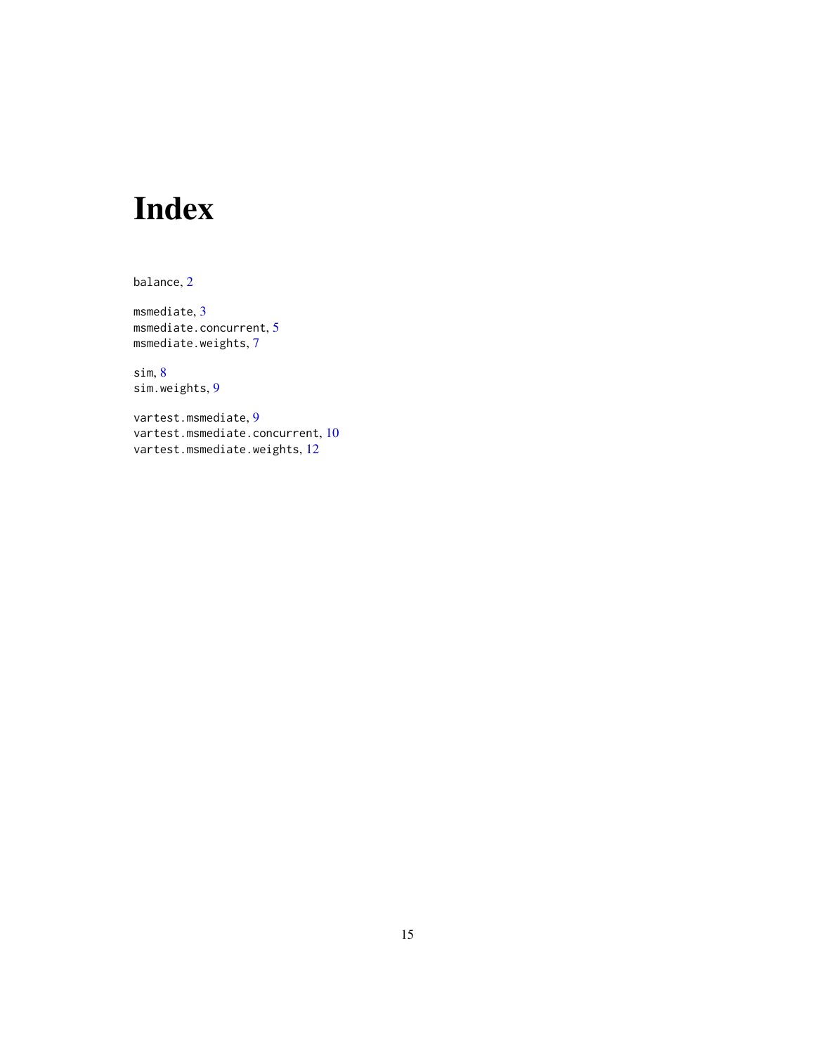# Index

balance, 2

msmediate, 3
msmediate.concurrent, 5
msmediate.weights, 7

sim, 8
sim.weights, 9

vartest.msmediate, 9
vartest.msmediate.concurrent, 10
vartest.msmediate.weights, 12